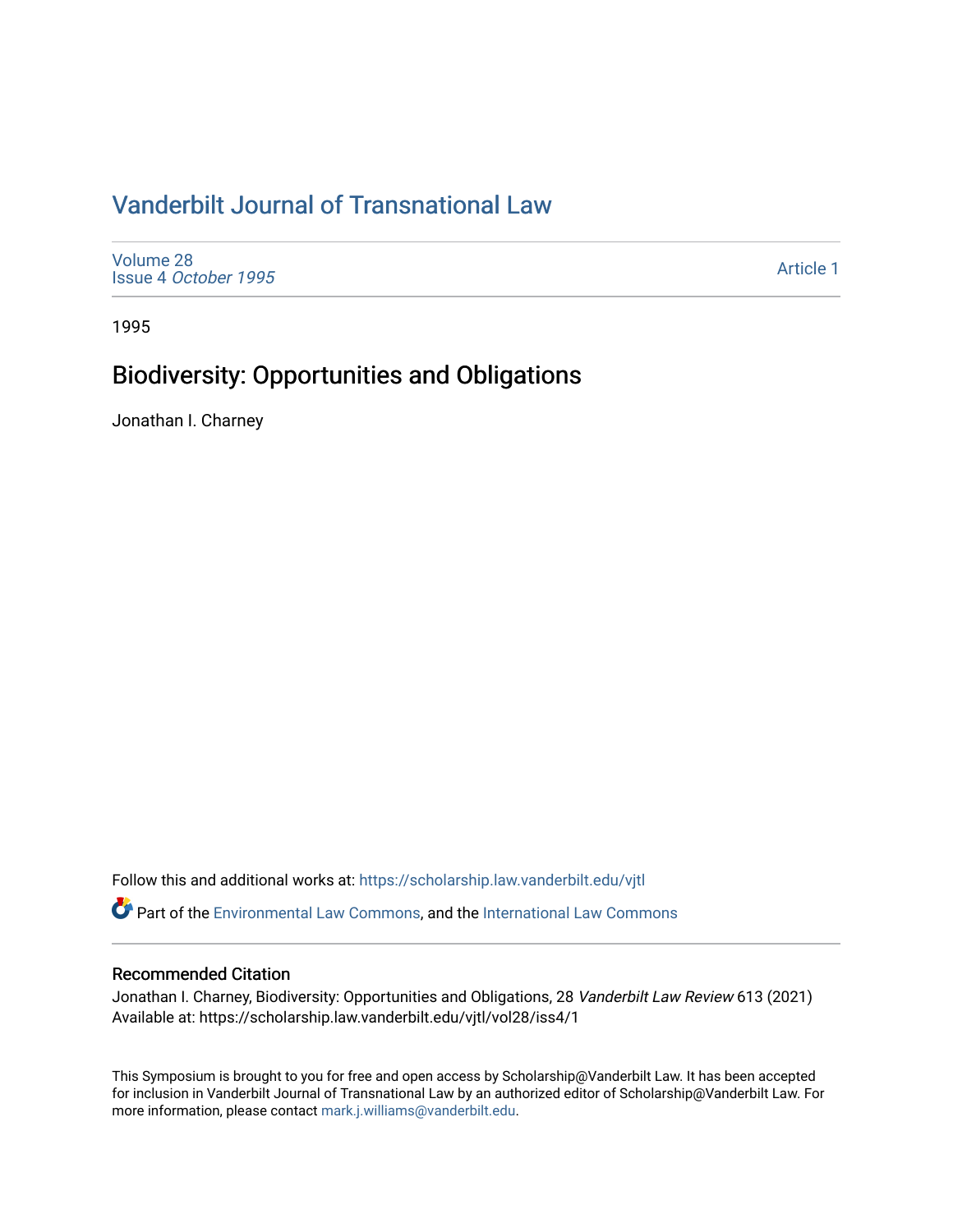# Vanderbilt Journal of Transnational Law

Volume 28
Issue 4 *October 1995*

Article 1

1995

## Biodiversity: Opportunities and Obligations

Jonathan I. Charney

Follow this and additional works at: https://scholarship.law.vanderbilt.edu/vjtl

Part of the Environmental Law Commons, and the International Law Commons

### Recommended Citation

Jonathan I. Charney, Biodiversity: Opportunities and Obligations, 28 *Vanderbilt Law Review* 613 (2021)
Available at: https://scholarship.law.vanderbilt.edu/vjtl/vol28/iss4/1

This Symposium is brought to you for free and open access by Scholarship@Vanderbilt Law. It has been accepted for inclusion in Vanderbilt Journal of Transnational Law by an authorized editor of Scholarship@Vanderbilt Law. For more information, please contact mark.j.williams@vanderbilt.edu.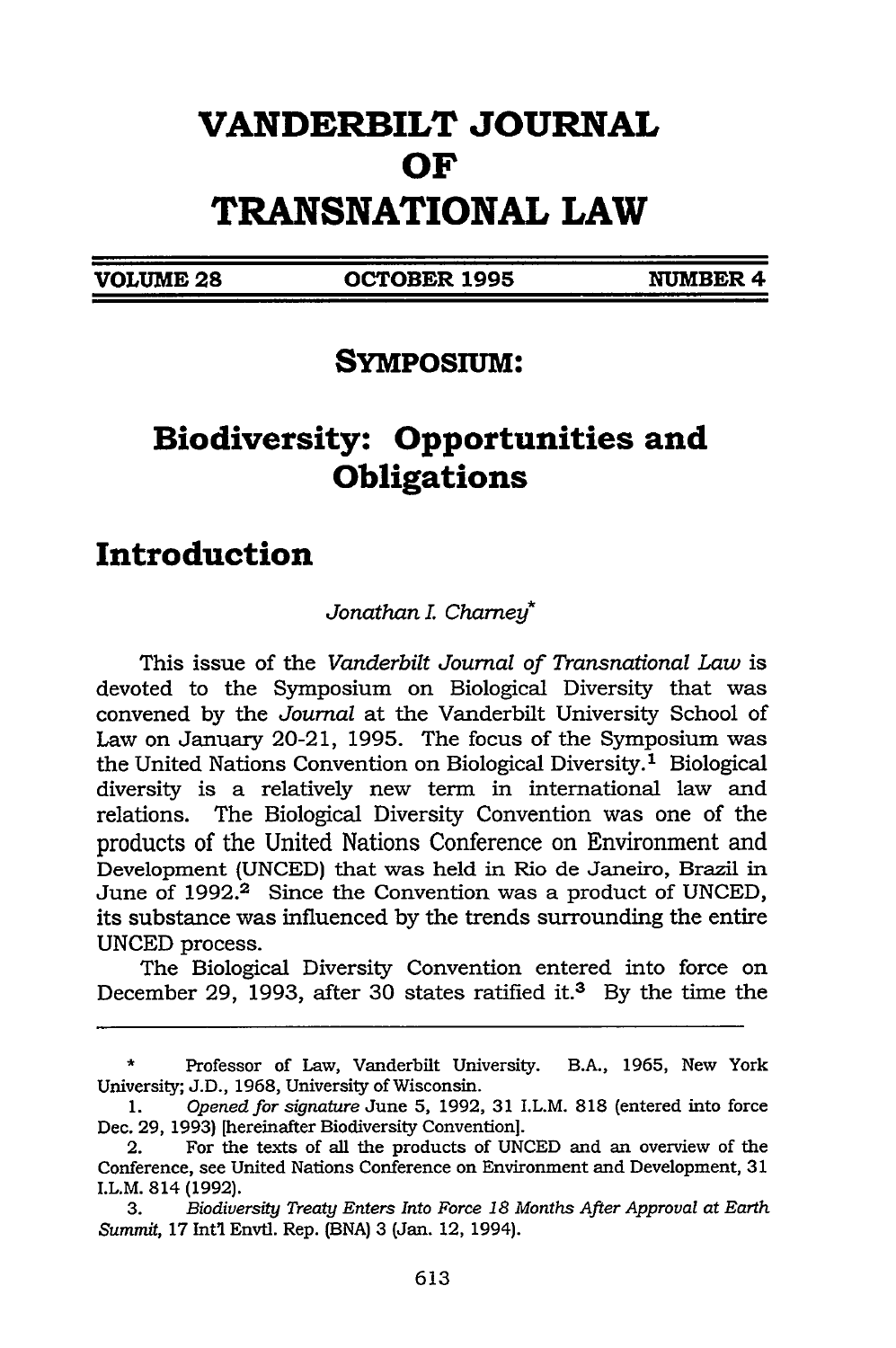# VANDERBILT JOURNAL OF TRANSNATIONAL LAW

VOLUME 28 | OCTOBER 1995 | NUMBER 4

## SYMPOSIUM:

## Biodiversity: Opportunities and Obligations

## Introduction

*Jonathan I. Charney**

This issue of the *Vanderbilt Journal of Transnational Law* is devoted to the Symposium on Biological Diversity that was convened by the *Journal* at the Vanderbilt University School of Law on January 20-21, 1995. The focus of the Symposium was the United Nations Convention on Biological Diversity.[1] Biological diversity is a relatively new term in international law and relations. The Biological Diversity Convention was one of the products of the United Nations Conference on Environment and Development (UNCED) that was held in Rio de Janeiro, Brazil in June of 1992.[2] Since the Convention was a product of UNCED, its substance was influenced by the trends surrounding the entire UNCED process.

The Biological Diversity Convention entered into force on December 29, 1993, after 30 states ratified it.[3] By the time the

---

\* Professor of Law, Vanderbilt University. B.A., 1965, New York University; J.D., 1968, University of Wisconsin.

1. *Opened for signature* June 5, 1992, 31 I.L.M. 818 (entered into force Dec. 29, 1993) [hereinafter Biodiversity Convention].

2. For the texts of all the products of UNCED and an overview of the Conference, see United Nations Conference on Environment and Development, 31 I.L.M. 814 (1992).

3. *Biodiversity Treaty Enters Into Force 18 Months After Approval at Earth Summit*, 17 Int'l Envtl. Rep. (BNA) 3 (Jan. 12, 1994).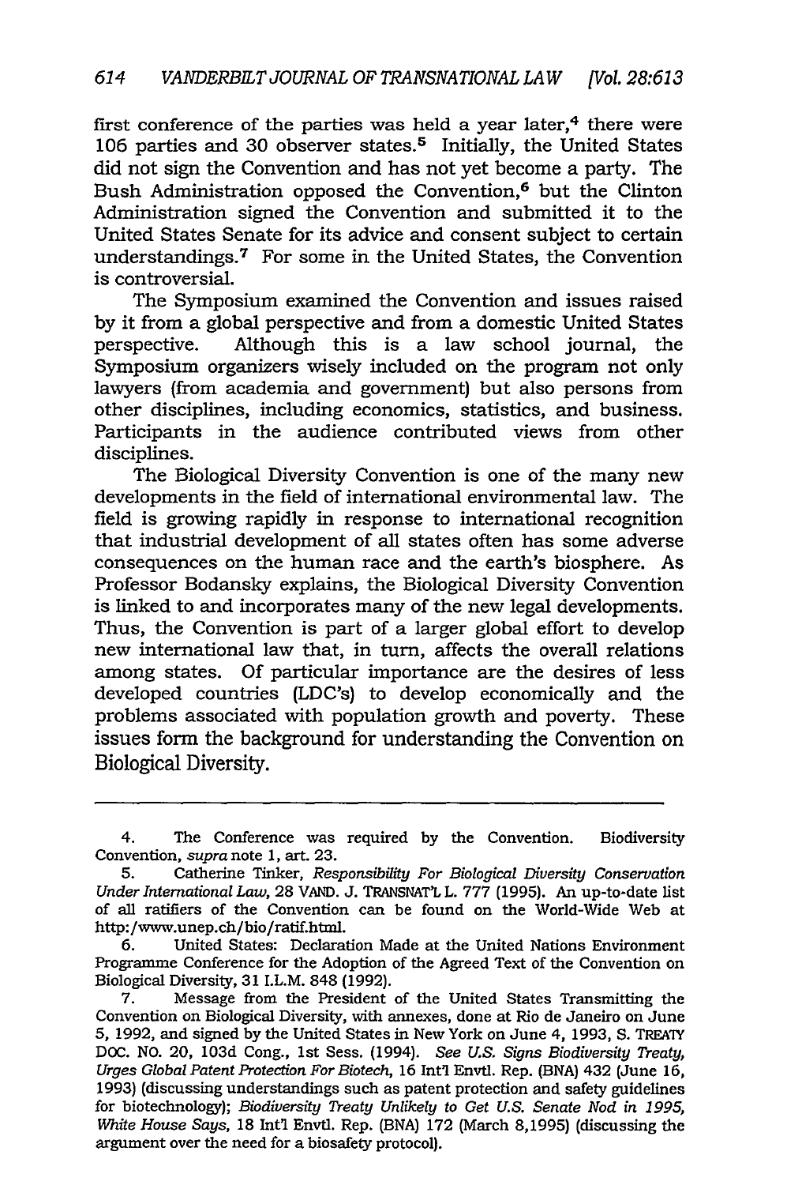first conference of the parties was held a year later,[4] there were 106 parties and 30 observer states.[5] Initially, the United States did not sign the Convention and has not yet become a party. The Bush Administration opposed the Convention,[6] but the Clinton Administration signed the Convention and submitted it to the United States Senate for its advice and consent subject to certain understandings.[7] For some in the United States, the Convention is controversial.

The Symposium examined the Convention and issues raised by it from a global perspective and from a domestic United States perspective. Although this is a law school journal, the Symposium organizers wisely included on the program not only lawyers (from academia and government) but also persons from other disciplines, including economics, statistics, and business. Participants in the audience contributed views from other disciplines.

The Biological Diversity Convention is one of the many new developments in the field of international environmental law. The field is growing rapidly in response to international recognition that industrial development of all states often has some adverse consequences on the human race and the earth's biosphere. As Professor Bodansky explains, the Biological Diversity Convention is linked to and incorporates many of the new legal developments. Thus, the Convention is part of a larger global effort to develop new international law that, in turn, affects the overall relations among states. Of particular importance are the desires of less developed countries (LDC's) to develop economically and the problems associated with population growth and poverty. These issues form the background for understanding the Convention on Biological Diversity.

---

4. The Conference was required by the Convention. Biodiversity Convention, *supra* note 1, art. 23.

5. Catherine Tinker, *Responsibility For Biological Diversity Conservation Under International Law*, 28 VAND. J. TRANSNAT'L L. 777 (1995). An up-to-date list of all ratifiers of the Convention can be found on the World-Wide Web at http:/www.unep.ch/bio/ratif.html.

6. United States: Declaration Made at the United Nations Environment Programme Conference for the Adoption of the Agreed Text of the Convention on Biological Diversity, 31 I.L.M. 848 (1992).

7. Message from the President of the United States Transmitting the Convention on Biological Diversity, with annexes, done at Rio de Janeiro on June 5, 1992, and signed by the United States in New York on June 4, 1993, S. TREATY DOC. NO. 20, 103d Cong., 1st Sess. (1994). *See U.S. Signs Biodiversity Treaty, Urges Global Patent Protection For Biotech*, 16 Int'l Envtl. Rep. (BNA) 432 (June 16, 1993) (discussing understandings such as patent protection and safety guidelines for biotechnology); *Biodiversity Treaty Unlikely to Get U.S. Senate Nod in 1995, White House Says*, 18 Int'l Envtl. Rep. (BNA) 172 (March 8,1995) (discussing the argument over the need for a biosafety protocol).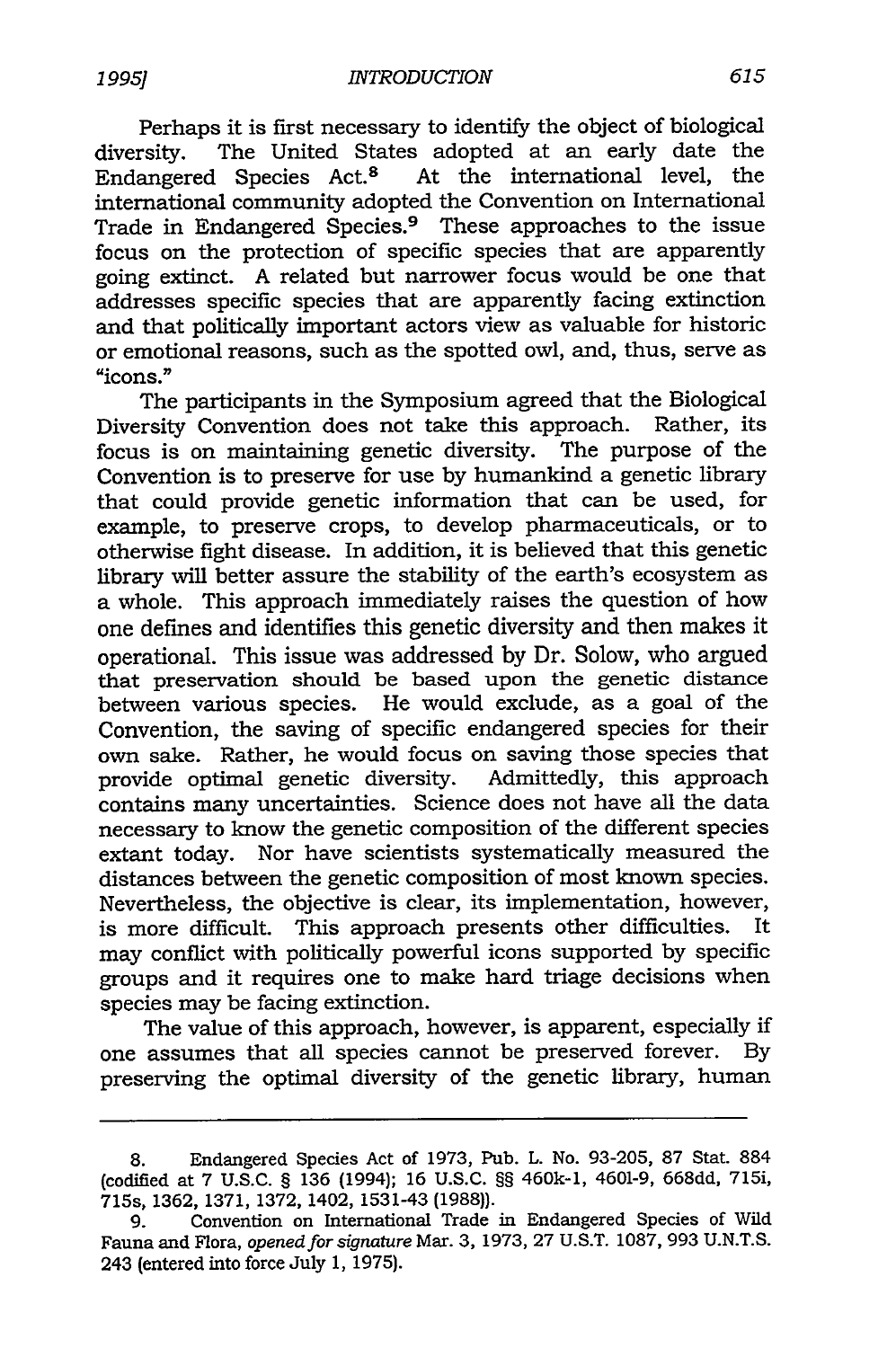Perhaps it is first necessary to identify the object of biological diversity. The United States adopted at an early date the Endangered Species Act.[8] At the international level, the international community adopted the Convention on International Trade in Endangered Species.[9] These approaches to the issue focus on the protection of specific species that are apparently going extinct. A related but narrower focus would be one that addresses specific species that are apparently facing extinction and that politically important actors view as valuable for historic or emotional reasons, such as the spotted owl, and, thus, serve as "icons."

The participants in the Symposium agreed that the Biological Diversity Convention does not take this approach. Rather, its focus is on maintaining genetic diversity. The purpose of the Convention is to preserve for use by humankind a genetic library that could provide genetic information that can be used, for example, to preserve crops, to develop pharmaceuticals, or to otherwise fight disease. In addition, it is believed that this genetic library will better assure the stability of the earth's ecosystem as a whole. This approach immediately raises the question of how one defines and identifies this genetic diversity and then makes it operational. This issue was addressed by Dr. Solow, who argued that preservation should be based upon the genetic distance between various species. He would exclude, as a goal of the Convention, the saving of specific endangered species for their own sake. Rather, he would focus on saving those species that provide optimal genetic diversity. Admittedly, this approach contains many uncertainties. Science does not have all the data necessary to know the genetic composition of the different species extant today. Nor have scientists systematically measured the distances between the genetic composition of most known species. Nevertheless, the objective is clear, its implementation, however, is more difficult. This approach presents other difficulties. It may conflict with politically powerful icons supported by specific groups and it requires one to make hard triage decisions when species may be facing extinction.

The value of this approach, however, is apparent, especially if one assumes that all species cannot be preserved forever. By preserving the optimal diversity of the genetic library, human

---

8. Endangered Species Act of 1973, Pub. L. No. 93-205, 87 Stat. 884 (codified at 7 U.S.C. § 136 (1994); 16 U.S.C. §§ 460k-1, 460l-9, 668dd, 715i, 715s, 1362, 1371, 1372, 1402, 1531-43 (1988)).

9. Convention on International Trade in Endangered Species of Wild Fauna and Flora, *opened for signature* Mar. 3, 1973, 27 U.S.T. 1087, 993 U.N.T.S. 243 (entered into force July 1, 1975).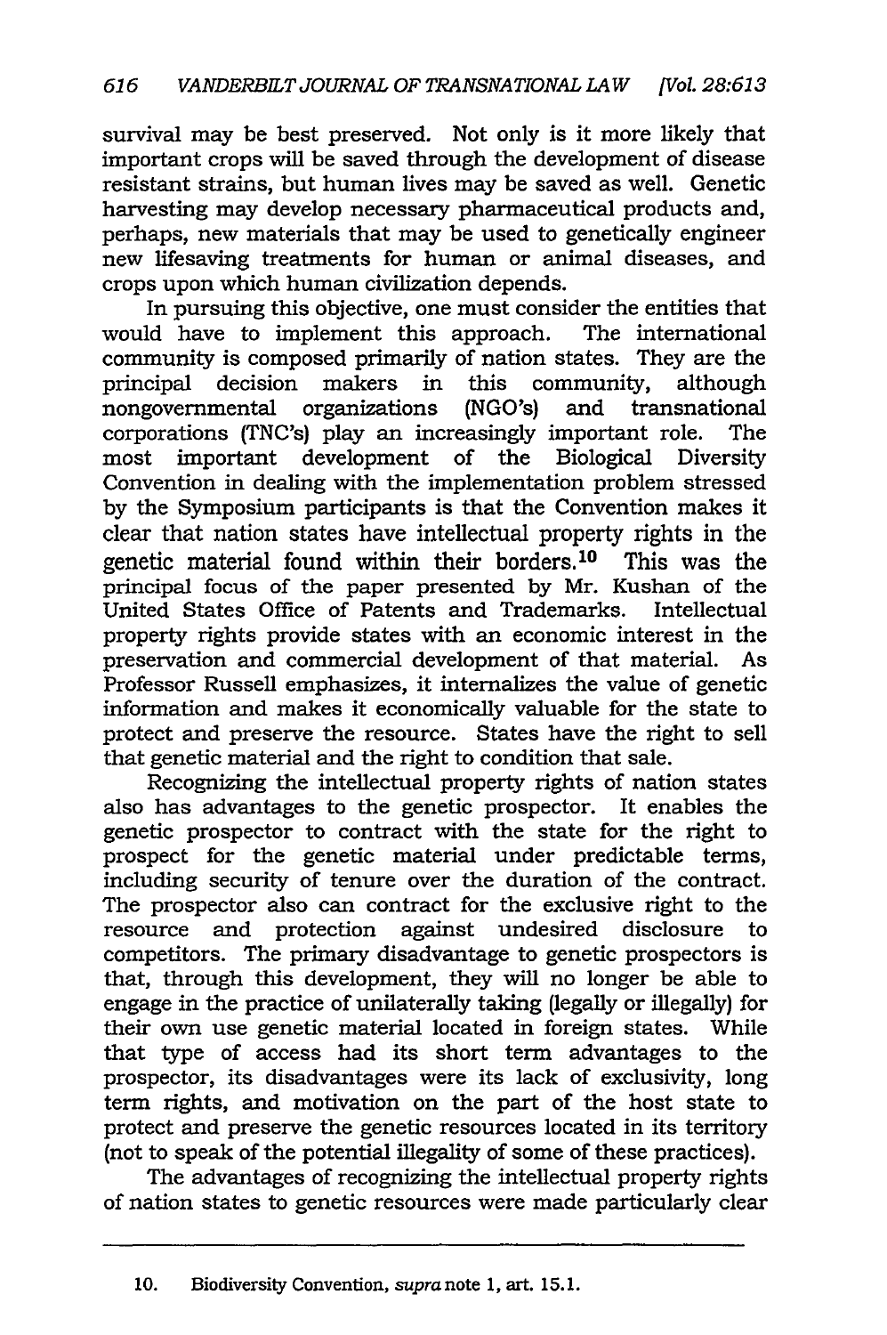survival may be best preserved. Not only is it more likely that important crops will be saved through the development of disease resistant strains, but human lives may be saved as well. Genetic harvesting may develop necessary pharmaceutical products and, perhaps, new materials that may be used to genetically engineer new lifesaving treatments for human or animal diseases, and crops upon which human civilization depends.

In pursuing this objective, one must consider the entities that would have to implement this approach. The international community is composed primarily of nation states. They are the principal decision makers in this community, although nongovernmental organizations (NGO's) and transnational corporations (TNC's) play an increasingly important role. The most important development of the Biological Diversity Convention in dealing with the implementation problem stressed by the Symposium participants is that the Convention makes it clear that nation states have intellectual property rights in the genetic material found within their borders.[10] This was the principal focus of the paper presented by Mr. Kushan of the United States Office of Patents and Trademarks. Intellectual property rights provide states with an economic interest in the preservation and commercial development of that material. As Professor Russell emphasizes, it internalizes the value of genetic information and makes it economically valuable for the state to protect and preserve the resource. States have the right to sell that genetic material and the right to condition that sale.

Recognizing the intellectual property rights of nation states also has advantages to the genetic prospector. It enables the genetic prospector to contract with the state for the right to prospect for the genetic material under predictable terms, including security of tenure over the duration of the contract. The prospector also can contract for the exclusive right to the resource and protection against undesired disclosure to competitors. The primary disadvantage to genetic prospectors is that, through this development, they will no longer be able to engage in the practice of unilaterally taking (legally or illegally) for their own use genetic material located in foreign states. While that type of access had its short term advantages to the prospector, its disadvantages were its lack of exclusivity, long term rights, and motivation on the part of the host state to protect and preserve the genetic resources located in its territory (not to speak of the potential illegality of some of these practices).

The advantages of recognizing the intellectual property rights of nation states to genetic resources were made particularly clear

---

10. Biodiversity Convention, *supra* note 1, art. 15.1.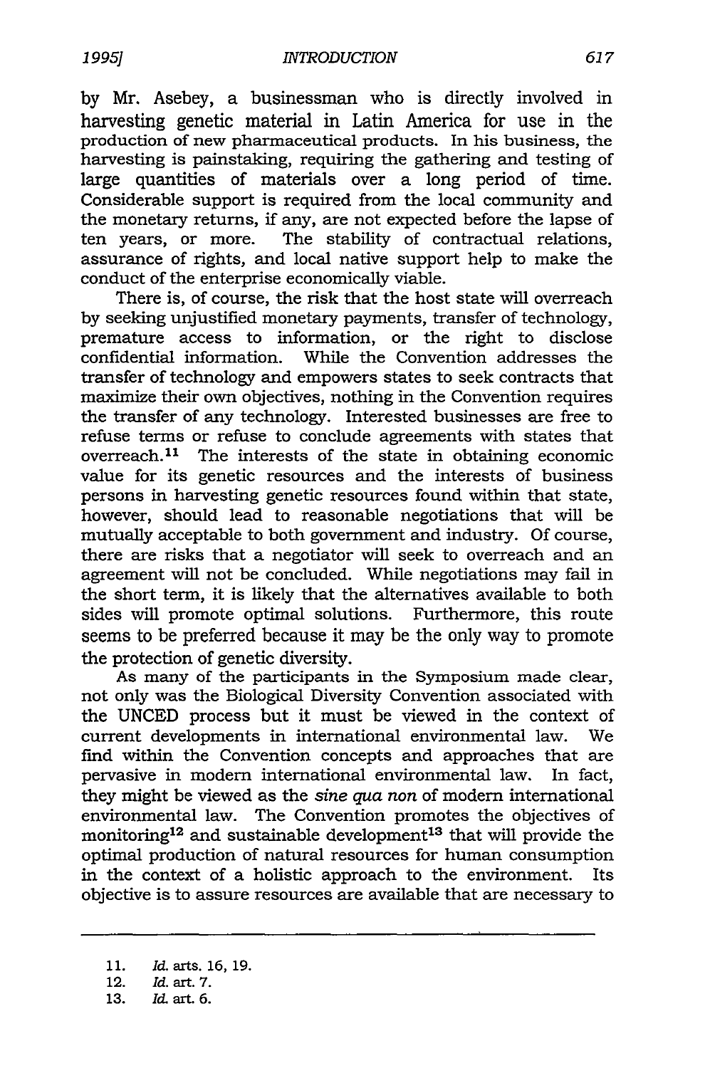by Mr. Asebey, a businessman who is directly involved in harvesting genetic material in Latin America for use in the production of new pharmaceutical products. In his business, the harvesting is painstaking, requiring the gathering and testing of large quantities of materials over a long period of time. Considerable support is required from the local community and the monetary returns, if any, are not expected before the lapse of ten years, or more. The stability of contractual relations, assurance of rights, and local native support help to make the conduct of the enterprise economically viable.

There is, of course, the risk that the host state will overreach by seeking unjustified monetary payments, transfer of technology, premature access to information, or the right to disclose confidential information. While the Convention addresses the transfer of technology and empowers states to seek contracts that maximize their own objectives, nothing in the Convention requires the transfer of any technology. Interested businesses are free to refuse terms or refuse to conclude agreements with states that overreach.[11] The interests of the state in obtaining economic value for its genetic resources and the interests of business persons in harvesting genetic resources found within that state, however, should lead to reasonable negotiations that will be mutually acceptable to both government and industry. Of course, there are risks that a negotiator will seek to overreach and an agreement will not be concluded. While negotiations may fail in the short term, it is likely that the alternatives available to both sides will promote optimal solutions. Furthermore, this route seems to be preferred because it may be the only way to promote the protection of genetic diversity.

As many of the participants in the Symposium made clear, not only was the Biological Diversity Convention associated with the UNCED process but it must be viewed in the context of current developments in international environmental law. We find within the Convention concepts and approaches that are pervasive in modern international environmental law. In fact, they might be viewed as the *sine qua non* of modern international environmental law. The Convention promotes the objectives of monitoring[12] and sustainable development[13] that will provide the optimal production of natural resources for human consumption in the context of a holistic approach to the environment. Its objective is to assure resources are available that are necessary to

---

11. *Id.* arts. 16, 19.
12. *Id.* art. 7.
13. *Id.* art. 6.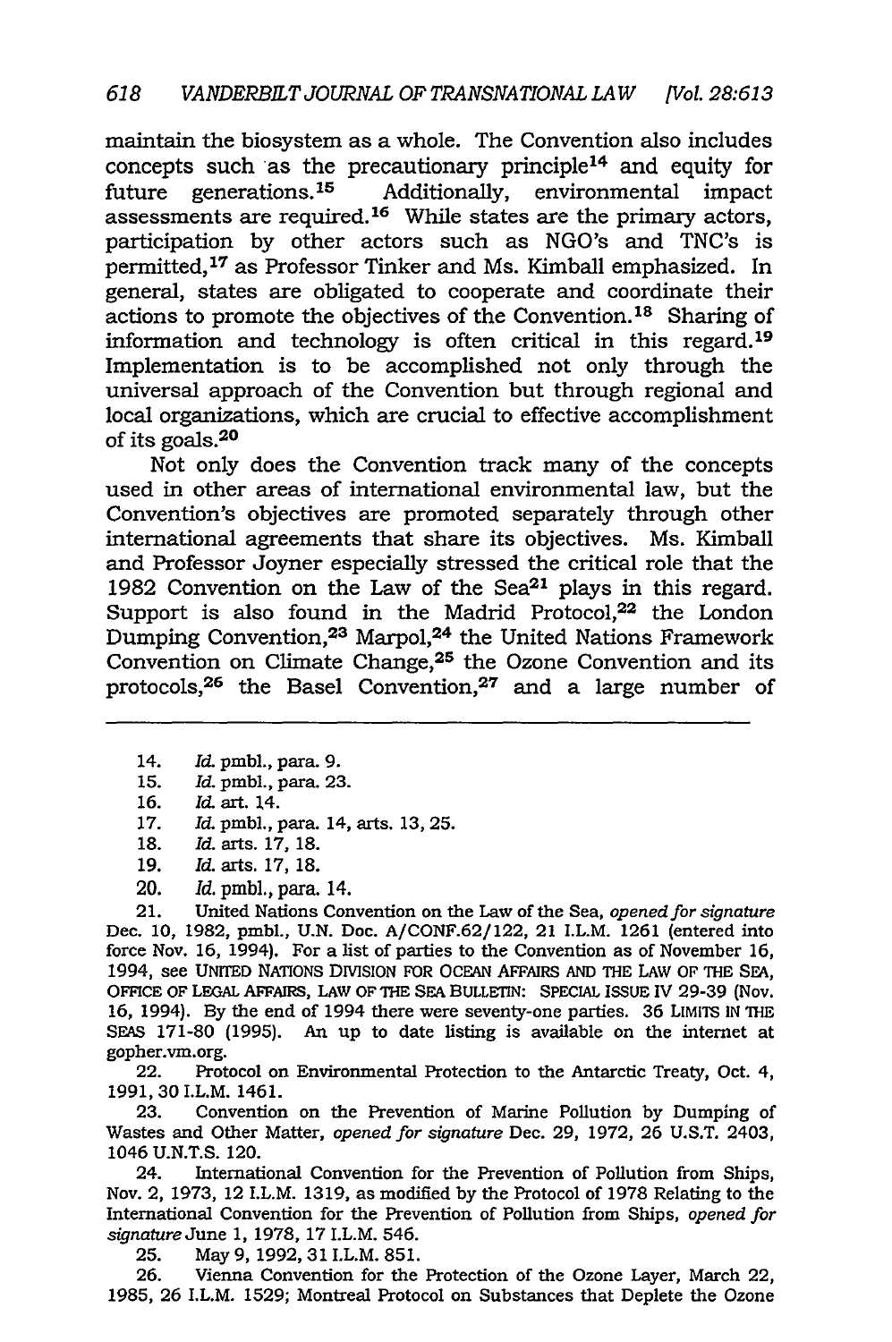maintain the biosystem as a whole. The Convention also includes concepts such as the precautionary principle[14] and equity for future generations.[15] Additionally, environmental impact assessments are required.[16] While states are the primary actors, participation by other actors such as NGO's and TNC's is permitted,[17] as Professor Tinker and Ms. Kimball emphasized. In general, states are obligated to cooperate and coordinate their actions to promote the objectives of the Convention.[18] Sharing of information and technology is often critical in this regard.[19] Implementation is to be accomplished not only through the universal approach of the Convention but through regional and local organizations, which are crucial to effective accomplishment of its goals.[20]

Not only does the Convention track many of the concepts used in other areas of international environmental law, but the Convention's objectives are promoted separately through other international agreements that share its objectives. Ms. Kimball and Professor Joyner especially stressed the critical role that the 1982 Convention on the Law of the Sea[21] plays in this regard. Support is also found in the Madrid Protocol,[22] the London Dumping Convention,[23] Marpol,[24] the United Nations Framework Convention on Climate Change,[25] the Ozone Convention and its protocols,[26] the Basel Convention,[27] and a large number of

---

14. *Id.* pmbl., para. 9.
15. *Id.* pmbl., para. 23.
16. *Id.* art. 14.
17. *Id.* pmbl., para. 14, arts. 13, 25.
18. *Id.* arts. 17, 18.
19. *Id.* arts. 17, 18.
20. *Id.* pmbl., para. 14.
21. United Nations Convention on the Law of the Sea, *opened for signature* Dec. 10, 1982, pmbl., U.N. Doc. A/CONF.62/122, 21 I.L.M. 1261 (entered into force Nov. 16, 1994). For a list of parties to the Convention as of November 16, 1994, see UNITED NATIONS DIVISION FOR OCEAN AFFAIRS AND THE LAW OF THE SEA, OFFICE OF LEGAL AFFAIRS, LAW OF THE SEA BULLETIN: SPECIAL ISSUE IV 29-39 (Nov. 16, 1994). By the end of 1994 there were seventy-one parties. 36 LIMITS IN THE SEAS 171-80 (1995). An up to date listing is available on the internet at gopher.vm.org.
22. Protocol on Environmental Protection to the Antarctic Treaty, Oct. 4, 1991, 30 I.L.M. 1461.
23. Convention on the Prevention of Marine Pollution by Dumping of Wastes and Other Matter, *opened for signature* Dec. 29, 1972, 26 U.S.T. 2403, 1046 U.N.T.S. 120.
24. International Convention for the Prevention of Pollution from Ships, Nov. 2, 1973, 12 I.L.M. 1319, as modified by the Protocol of 1978 Relating to the International Convention for the Prevention of Pollution from Ships, *opened for signature* June 1, 1978, 17 I.L.M. 546.
25. May 9, 1992, 31 I.L.M. 851.
26. Vienna Convention for the Protection of the Ozone Layer, March 22, 1985, 26 I.L.M. 1529; Montreal Protocol on Substances that Deplete the Ozone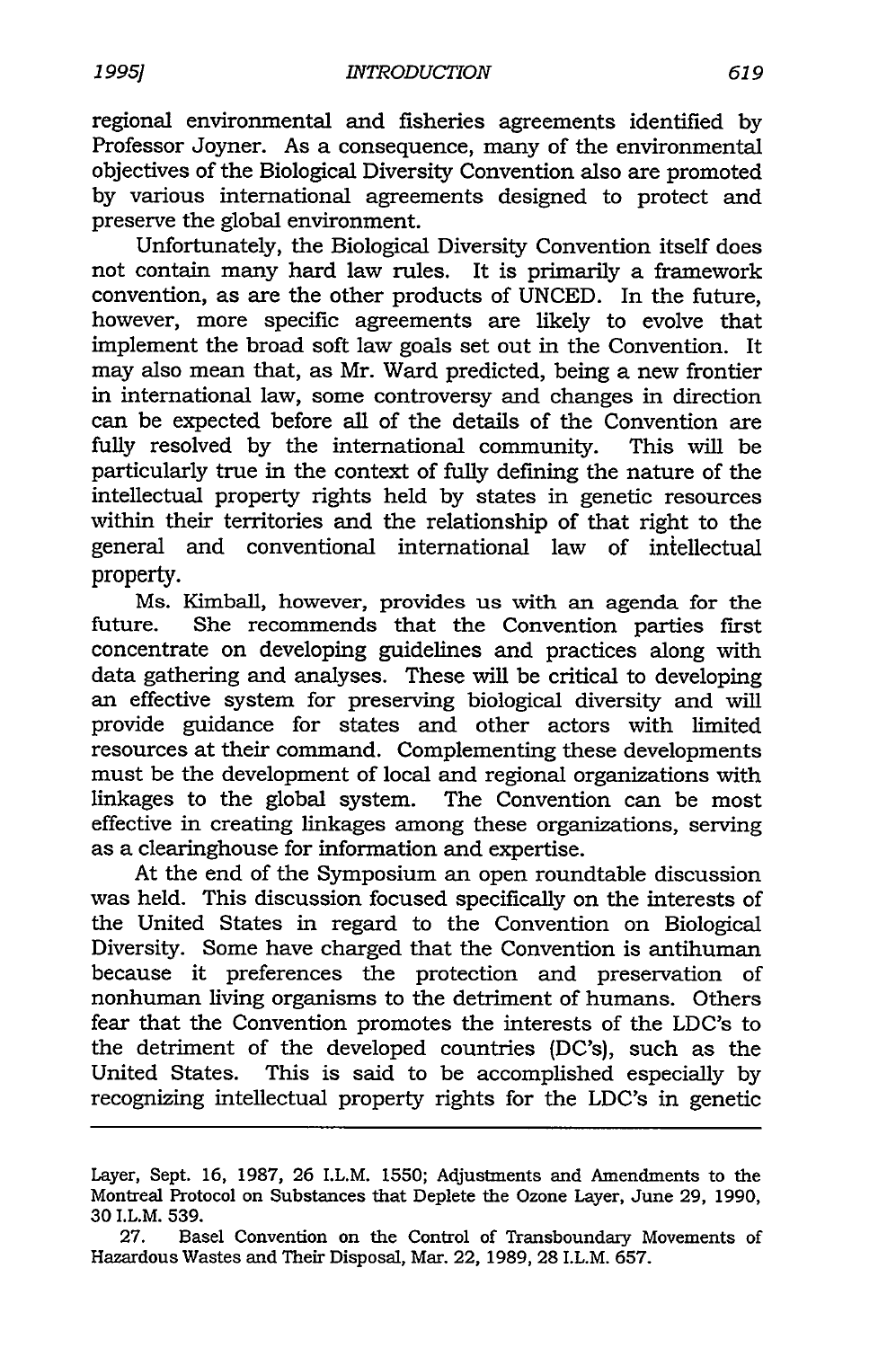regional environmental and fisheries agreements identified by Professor Joyner. As a consequence, many of the environmental objectives of the Biological Diversity Convention also are promoted by various international agreements designed to protect and preserve the global environment.

Unfortunately, the Biological Diversity Convention itself does not contain many hard law rules. It is primarily a framework convention, as are the other products of UNCED. In the future, however, more specific agreements are likely to evolve that implement the broad soft law goals set out in the Convention. It may also mean that, as Mr. Ward predicted, being a new frontier in international law, some controversy and changes in direction can be expected before all of the details of the Convention are fully resolved by the international community. This will be particularly true in the context of fully defining the nature of the intellectual property rights held by states in genetic resources within their territories and the relationship of that right to the general and conventional international law of intellectual property.

Ms. Kimball, however, provides us with an agenda for the future. She recommends that the Convention parties first concentrate on developing guidelines and practices along with data gathering and analyses. These will be critical to developing an effective system for preserving biological diversity and will provide guidance for states and other actors with limited resources at their command. Complementing these developments must be the development of local and regional organizations with linkages to the global system. The Convention can be most effective in creating linkages among these organizations, serving as a clearinghouse for information and expertise.

At the end of the Symposium an open roundtable discussion was held. This discussion focused specifically on the interests of the United States in regard to the Convention on Biological Diversity. Some have charged that the Convention is antihuman because it preferences the protection and preservation of nonhuman living organisms to the detriment of humans. Others fear that the Convention promotes the interests of the LDC's to the detriment of the developed countries (DC's), such as the United States. This is said to be accomplished especially by recognizing intellectual property rights for the LDC's in genetic

---

Layer, Sept. 16, 1987, 26 I.L.M. 1550; Adjustments and Amendments to the Montreal Protocol on Substances that Deplete the Ozone Layer, June 29, 1990, 30 I.L.M. 539.

27. Basel Convention on the Control of Transboundary Movements of Hazardous Wastes and Their Disposal, Mar. 22, 1989, 28 I.L.M. 657.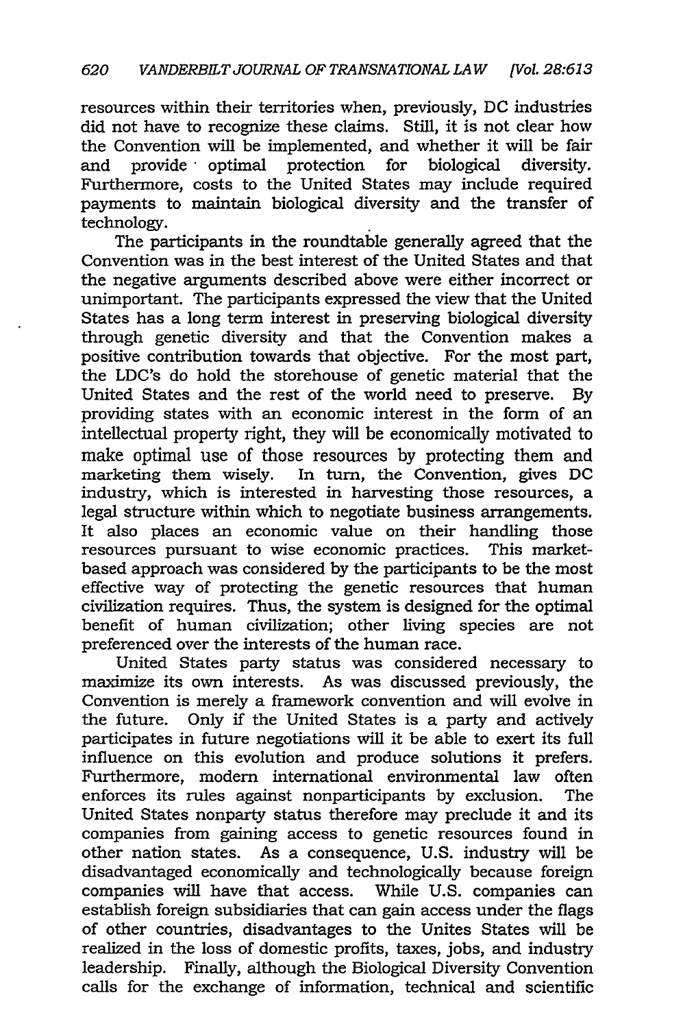resources within their territories when, previously, DC industries did not have to recognize these claims. Still, it is not clear how the Convention will be implemented, and whether it will be fair and provide optimal protection for biological diversity. Furthermore, costs to the United States may include required payments to maintain biological diversity and the transfer of technology.

The participants in the roundtable generally agreed that the Convention was in the best interest of the United States and that the negative arguments described above were either incorrect or unimportant. The participants expressed the view that the United States has a long term interest in preserving biological diversity through genetic diversity and that the Convention makes a positive contribution towards that objective. For the most part, the LDC's do hold the storehouse of genetic material that the United States and the rest of the world need to preserve. By providing states with an economic interest in the form of an intellectual property right, they will be economically motivated to make optimal use of those resources by protecting them and marketing them wisely. In turn, the Convention, gives DC industry, which is interested in harvesting those resources, a legal structure within which to negotiate business arrangements. It also places an economic value on their handling those resources pursuant to wise economic practices. This market-based approach was considered by the participants to be the most effective way of protecting the genetic resources that human civilization requires. Thus, the system is designed for the optimal benefit of human civilization; other living species are not preferenced over the interests of the human race.

United States party status was considered necessary to maximize its own interests. As was discussed previously, the Convention is merely a framework convention and will evolve in the future. Only if the United States is a party and actively participates in future negotiations will it be able to exert its full influence on this evolution and produce solutions it prefers. Furthermore, modern international environmental law often enforces its rules against nonparticipants by exclusion. The United States nonparty status therefore may preclude it and its companies from gaining access to genetic resources found in other nation states. As a consequence, U.S. industry will be disadvantaged economically and technologically because foreign companies will have that access. While U.S. companies can establish foreign subsidiaries that can gain access under the flags of other countries, disadvantages to the Unites States will be realized in the loss of domestic profits, taxes, jobs, and industry leadership. Finally, although the Biological Diversity Convention calls for the exchange of information, technical and scientific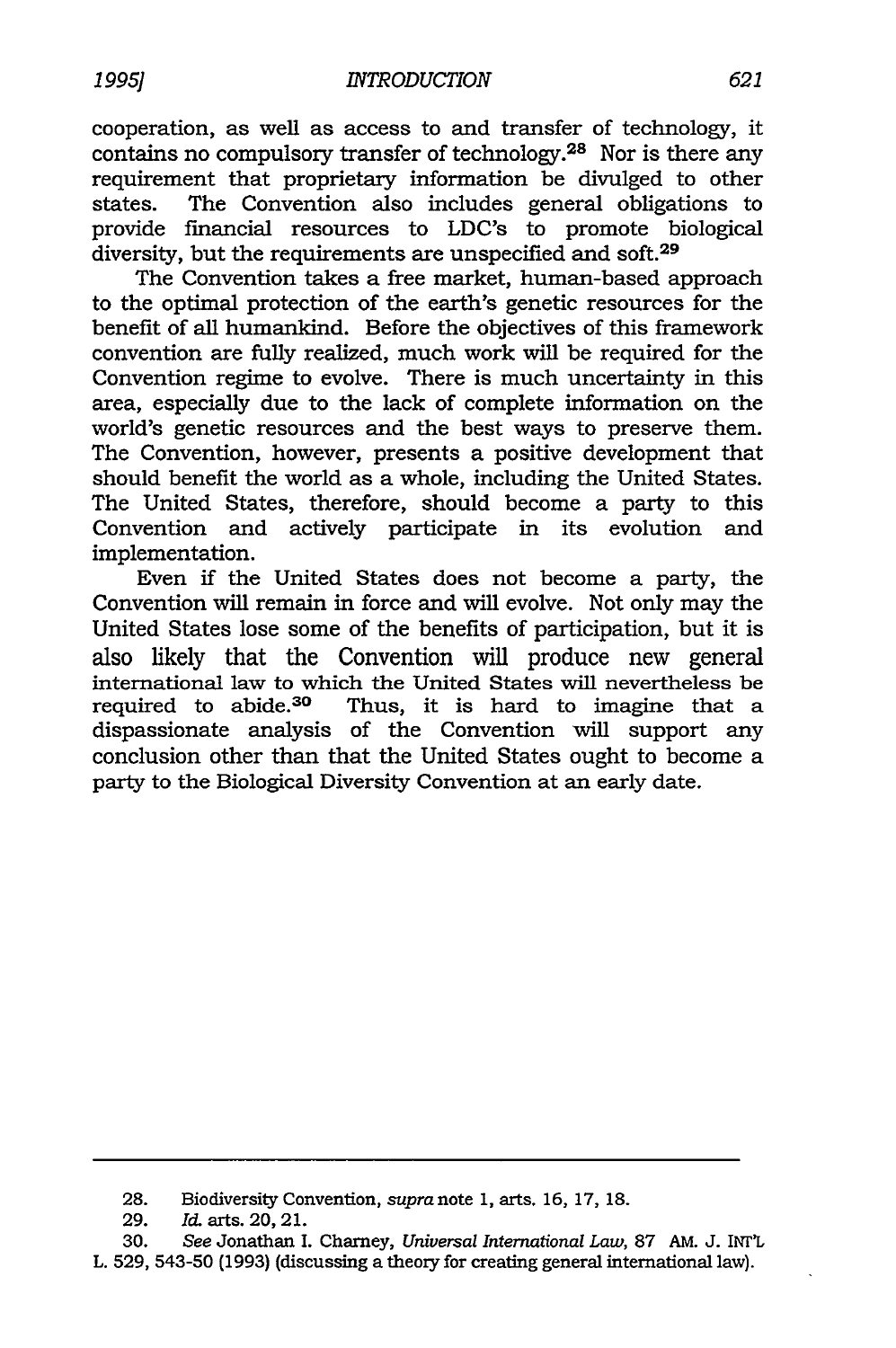cooperation, as well as access to and transfer of technology, it contains no compulsory transfer of technology.[28] Nor is there any requirement that proprietary information be divulged to other states. The Convention also includes general obligations to provide financial resources to LDC's to promote biological diversity, but the requirements are unspecified and soft.[29]

The Convention takes a free market, human-based approach to the optimal protection of the earth's genetic resources for the benefit of all humankind. Before the objectives of this framework convention are fully realized, much work will be required for the Convention regime to evolve. There is much uncertainty in this area, especially due to the lack of complete information on the world's genetic resources and the best ways to preserve them. The Convention, however, presents a positive development that should benefit the world as a whole, including the United States. The United States, therefore, should become a party to this Convention and actively participate in its evolution and implementation.

Even if the United States does not become a party, the Convention will remain in force and will evolve. Not only may the United States lose some of the benefits of participation, but it is also likely that the Convention will produce new general international law to which the United States will nevertheless be required to abide.[30] Thus, it is hard to imagine that a dispassionate analysis of the Convention will support any conclusion other than that the United States ought to become a party to the Biological Diversity Convention at an early date.

---

28. Biodiversity Convention, *supra* note 1, arts. 16, 17, 18.

29. *Id.* arts. 20, 21.

30. *See* Jonathan I. Charney, *Universal International Law*, 87 AM. J. INT'L L. 529, 543-50 (1993) (discussing a theory for creating general international law).